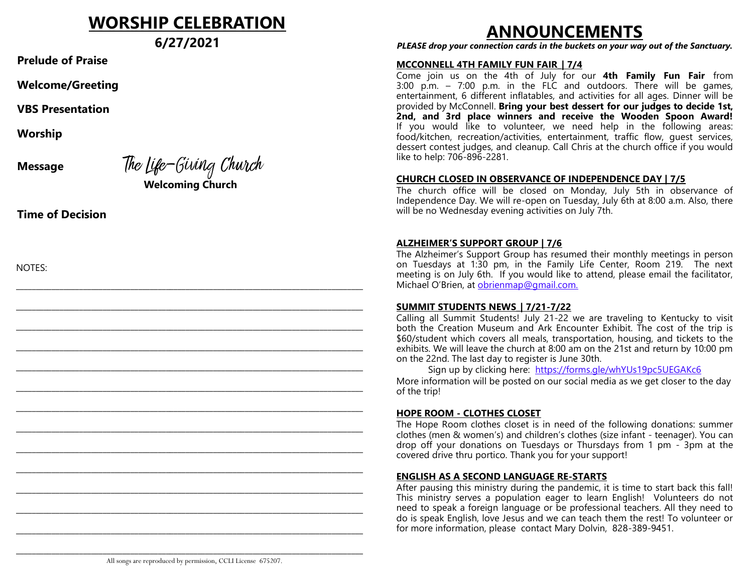# WORSHIP CELEBRATION

**6/27/2021**

**Prelude of Praise**

**Welcome/Greeting**

**VBS Presentation**

**Worship**

**Message** The Life-Giving Church

**Welcoming Church**

**Time of Decision**

NOTES:

All songs are reproduced by permission, CCLI License 675207.

# ANNOUNCEMENTS

***PLEASE drop your connection cards in the buckets on your way out of the Sanctuary.***

### MCCONNELL 4TH FAMILY FUN FAIR | 7/4

Come join us on the 4th of July for our **4th Family Fun Fair** from 3:00 p.m. – 7:00 p.m. in the FLC and outdoors. There will be games, entertainment, 6 different inflatables, and activities for all ages. Dinner will be provided by McConnell. **Bring your best dessert for our judges to decide 1st, 2nd, and 3rd place winners and receive the Wooden Spoon Award!** If you would like to volunteer, we need help in the following areas: food/kitchen, recreation/activities, entertainment, traffic flow, guest services, dessert contest judges, and cleanup. Call Chris at the church office if you would like to help: 706-896-2281.

### CHURCH CLOSED IN OBSERVANCE OF INDEPENDENCE DAY | 7/5

The church office will be closed on Monday, July 5th in observance of Independence Day. We will re-open on Tuesday, July 6th at 8:00 a.m. Also, there will be no Wednesday evening activities on July 7th.

### ALZHEIMER'S SUPPORT GROUP | 7/6

The Alzheimer's Support Group has resumed their monthly meetings in person on Tuesdays at 1:30 pm, in the Family Life Center, Room 219. The next meeting is on July 6th. If you would like to attend, please email the facilitator, Michael O'Brien, at obrienmap@gmail.com.

### SUMMIT STUDENTS NEWS | 7/21-7/22

Calling all Summit Students! July 21-22 we are traveling to Kentucky to visit both the Creation Museum and Ark Encounter Exhibit. The cost of the trip is $60/student which covers all meals, transportation, housing, and tickets to the exhibits. We will leave the church at 8:00 am on the 21st and return by 10:00 pm on the 22nd. The last day to register is June 30th.

Sign up by clicking here: https://forms.gle/whYUs19pc5UEGAKc6

More information will be posted on our social media as we get closer to the day of the trip!

### HOPE ROOM - CLOTHES CLOSET

The Hope Room clothes closet is in need of the following donations: summer clothes (men & women's) and children's clothes (size infant - teenager). You can drop off your donations on Tuesdays or Thursdays from 1 pm - 3pm at the covered drive thru portico. Thank you for your support!

### ENGLISH AS A SECOND LANGUAGE RE-STARTS

After pausing this ministry during the pandemic, it is time to start back this fall! This ministry serves a population eager to learn English! Volunteers do not need to speak a foreign language or be professional teachers. All they need to do is speak English, love Jesus and we can teach them the rest! To volunteer or for more information, please contact Mary Dolvin, 828-389-9451.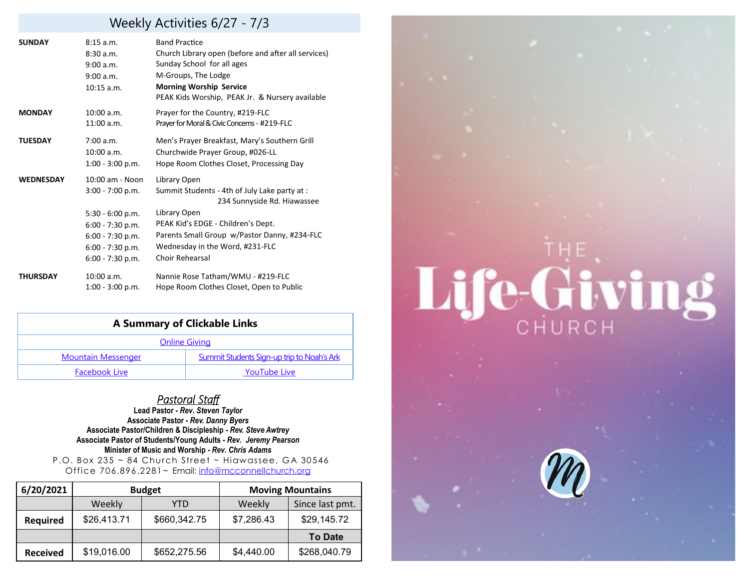## Weekly Activities 6/27 - 7/3

| | | |
|---|---|---|
| **SUNDAY** | 8:15 a.m. | Band Practice |
| | 8:30 a.m. | Church Library open (before and after all services) |
| | 9:00 a.m. | Sunday School for all ages |
| | 9:00 a.m. | M-Groups, The Lodge |
| | 10:15 a.m. | **Morning Worship Service** PEAK Kids Worship, PEAK Jr. & Nursery available |
| **MONDAY** | 10:00 a.m. | Prayer for the Country, #219-FLC |
| | 11:00 a.m. | Prayer for Moral & Civic Concerns - #219-FLC |
| **TUESDAY** | 7:00 a.m. | Men's Prayer Breakfast, Mary's Southern Grill |
| | 10:00 a.m. | Churchwide Prayer Group, #026-LL |
| | 1:00 - 3:00 p.m. | Hope Room Clothes Closet, Processing Day |
| **WEDNESDAY** | 10:00 am - Noon | Library Open |
| | 3:00 - 7:00 p.m. | Summit Students - 4th of July Lake party at : 234 Sunnyside Rd. Hiawassee |
| | 5:30 - 6:00 p.m. | Library Open |
| | 6:00 - 7:30 p.m. | PEAK Kid's EDGE - Children's Dept. |
| | 6:00 - 7:30 p.m. | Parents Small Group w/Pastor Danny, #234-FLC |
| | 6:00 - 7:30 p.m. | Wednesday in the Word, #231-FLC |
| | 6:00 - 7:30 p.m. | Choir Rehearsal |
| **THURSDAY** | 10:00 a.m. | Nannie Rose Tatham/WMU - #219-FLC |
| | 1:00 - 3:00 p.m. | Hope Room Clothes Closet, Open to Public |

| A Summary of Clickable Links | |
|---|---|
| Online Giving | |
| Mountain Messenger | Summit Students Sign-up trip to Noah's Ark |
| Facebook Live | YouTube Live |

### *Pastoral Staff*

**Lead Pastor - *Rev. Steven Taylor***
**Associate Pastor - *Rev. Danny Byers***
**Associate Pastor/Children & Discipleship - *Rev. Steve Awtrey***
**Associate Pastor of Students/Young Adults - *Rev. Jeremy Pearson***
**Minister of Music and Worship - *Rev. Chris Adams***

P.O. Box 235 ~ 84 Church Street ~ Hiawassee, GA 30546
Office 706.896.2281~ Email: info@mcconnellchurch.org

| 6/20/2021 | Budget | | Moving Mountains | |
|---|---|---|---|---|
| | Weekly | YTD | Weekly | Since last pmt. |
| **Required** | $26,413.71 | $660,342.75 | $7,286.43 | $29,145.72 |
| | | | | **To Date** |
| **Received** | $19,016.00 | $652,275.56 | $4,440.00 | $268,040.79 |

THE
# Life-Giving
CHURCH